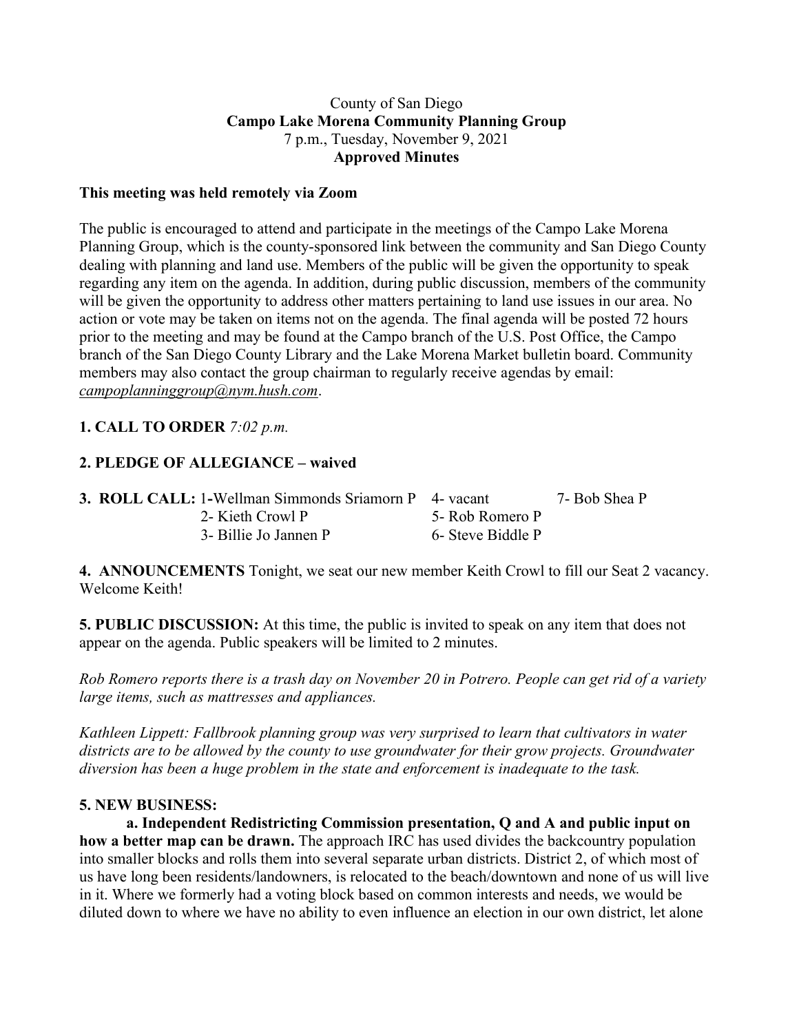County of San Diego
**Campo Lake Morena Community Planning Group**
7 p.m., Tuesday, November 9, 2021
**Approved Minutes**

**This meeting was held remotely via Zoom**

The public is encouraged to attend and participate in the meetings of the Campo Lake Morena Planning Group, which is the county-sponsored link between the community and San Diego County dealing with planning and land use. Members of the public will be given the opportunity to speak regarding any item on the agenda. In addition, during public discussion, members of the community will be given the opportunity to address other matters pertaining to land use issues in our area. No action or vote may be taken on items not on the agenda. The final agenda will be posted 72 hours prior to the meeting and may be found at the Campo branch of the U.S. Post Office, the Campo branch of the San Diego County Library and the Lake Morena Market bulletin board. Community members may also contact the group chairman to regularly receive agendas by email: *campoplanninggroup@nym.hush.com*.

**1. CALL TO ORDER** *7:02 p.m.*

**2. PLEDGE OF ALLEGIANCE – waived**

**3. ROLL CALL:**

1-Wellman Simmonds Sriamorn P
2- Kieth Crowl P
3- Billie Jo Jannen P
4- vacant
5- Rob Romero P
6- Steve Biddle P
7- Bob Shea P

**4. ANNOUNCEMENTS** Tonight, we seat our new member Keith Crowl to fill our Seat 2 vacancy. Welcome Keith!

**5. PUBLIC DISCUSSION:** At this time, the public is invited to speak on any item that does not appear on the agenda. Public speakers will be limited to 2 minutes.

*Rob Romero reports there is a trash day on November 20 in Potrero. People can get rid of a variety large items, such as mattresses and appliances.*

*Kathleen Lippett: Fallbrook planning group was very surprised to learn that cultivators in water districts are to be allowed by the county to use groundwater for their grow projects. Groundwater diversion has been a huge problem in the state and enforcement is inadequate to the task.*

**5. NEW BUSINESS:**

**a. Independent Redistricting Commission presentation, Q and A and public input on how a better map can be drawn.** The approach IRC has used divides the backcountry population into smaller blocks and rolls them into several separate urban districts. District 2, of which most of us have long been residents/landowners, is relocated to the beach/downtown and none of us will live in it. Where we formerly had a voting block based on common interests and needs, we would be diluted down to where we have no ability to even influence an election in our own district, let alone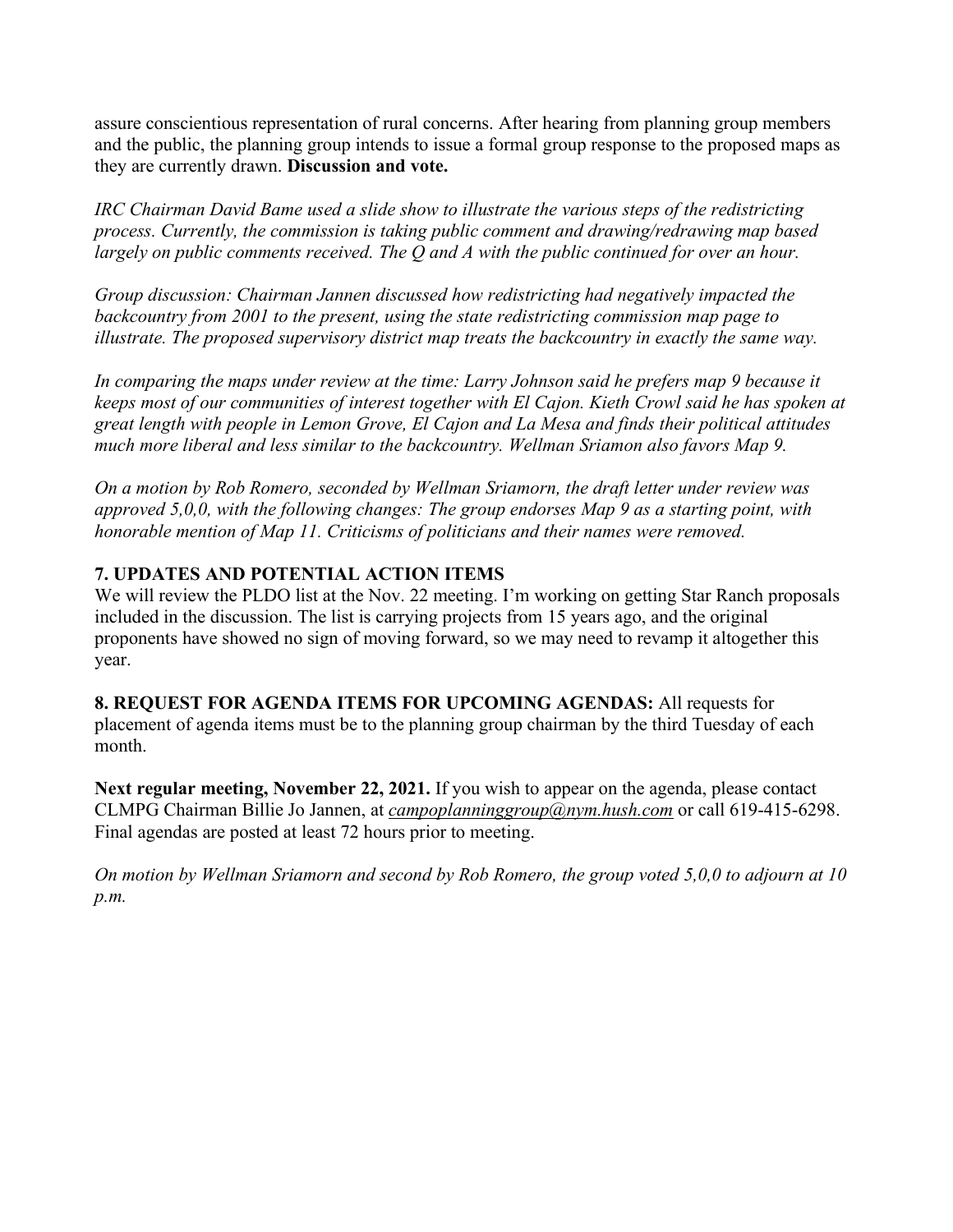assure conscientious representation of rural concerns. After hearing from planning group members and the public, the planning group intends to issue a formal group response to the proposed maps as they are currently drawn. **Discussion and vote.**

*IRC Chairman David Bame used a slide show to illustrate the various steps of the redistricting process. Currently, the commission is taking public comment and drawing/redrawing map based largely on public comments received. The Q and A with the public continued for over an hour.*

*Group discussion: Chairman Jannen discussed how redistricting had negatively impacted the backcountry from 2001 to the present, using the state redistricting commission map page to illustrate. The proposed supervisory district map treats the backcountry in exactly the same way.*

*In comparing the maps under review at the time: Larry Johnson said he prefers map 9 because it keeps most of our communities of interest together with El Cajon. Kieth Crowl said he has spoken at great length with people in Lemon Grove, El Cajon and La Mesa and finds their political attitudes much more liberal and less similar to the backcountry. Wellman Sriamon also favors Map 9.*

*On a motion by Rob Romero, seconded by Wellman Sriamorn, the draft letter under review was approved 5,0,0, with the following changes: The group endorses Map 9 as a starting point, with honorable mention of Map 11. Criticisms of politicians and their names were removed.*

**7. UPDATES AND POTENTIAL ACTION ITEMS**

We will review the PLDO list at the Nov. 22 meeting. I'm working on getting Star Ranch proposals included in the discussion. The list is carrying projects from 15 years ago, and the original proponents have showed no sign of moving forward, so we may need to revamp it altogether this year.

**8. REQUEST FOR AGENDA ITEMS FOR UPCOMING AGENDAS:** All requests for placement of agenda items must be to the planning group chairman by the third Tuesday of each month.

**Next regular meeting, November 22, 2021.** If you wish to appear on the agenda, please contact CLMPG Chairman Billie Jo Jannen, at *campoplanninggroup@nym.hush.com* or call 619-415-6298. Final agendas are posted at least 72 hours prior to meeting.

*On motion by Wellman Sriamorn and second by Rob Romero, the group voted 5,0,0 to adjourn at 10 p.m.*